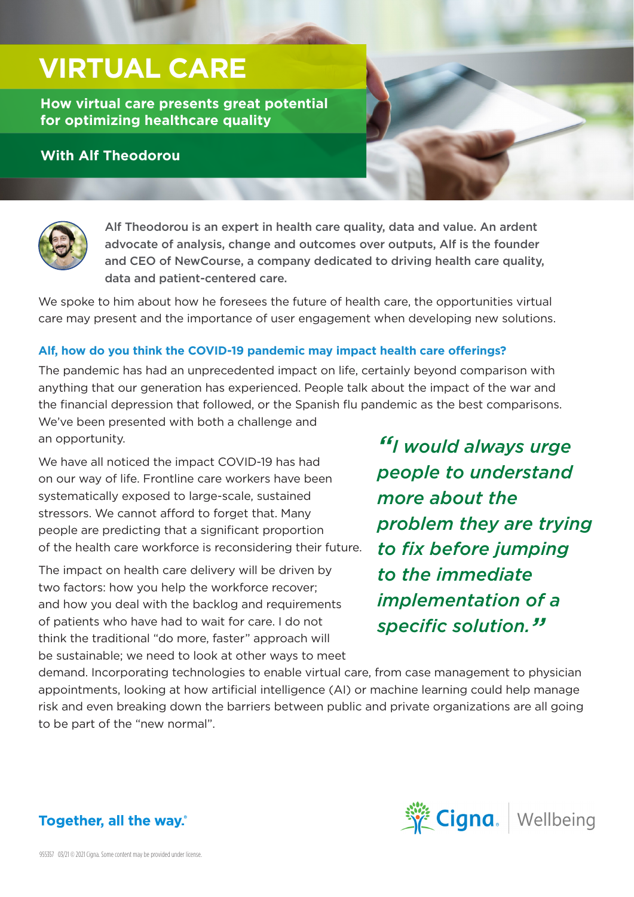# VIRTUAL CARE

**How virtual care presents great potential for optimizing healthcare quality**

**With Alf Theodorou**

Alf Theodorou is an expert in health care quality, data and value. An ardent advocate of analysis, change and outcomes over outputs, Alf is the founder and CEO of NewCourse, a company dedicated to driving health care quality, data and patient-centered care.

We spoke to him about how he foresees the future of health care, the opportunities virtual care may present and the importance of user engagement when developing new solutions.

### Alf, how do you think the COVID-19 pandemic may impact health care offerings?

The pandemic has had an unprecedented impact on life, certainly beyond comparison with anything that our generation has experienced. People talk about the impact of the war and the financial depression that followed, or the Spanish flu pandemic as the best comparisons. We've been presented with both a challenge and an opportunity.

We have all noticed the impact COVID-19 has had on our way of life. Frontline care workers have been systematically exposed to large-scale, sustained stressors. We cannot afford to forget that. Many people are predicting that a significant proportion of the health care workforce is reconsidering their future.

The impact on health care delivery will be driven by two factors: how you help the workforce recover; and how you deal with the backlog and requirements of patients who have had to wait for care. I do not think the traditional "do more, faster" approach will be sustainable; we need to look at other ways to meet demand. Incorporating technologies to enable virtual care, from case management to physician appointments, looking at how artificial intelligence (AI) or machine learning could help manage risk and even breaking down the barriers between public and private organizations are all going to be part of the "new normal".

> *"I would always urge people to understand more about the problem they are trying to fix before jumping to the immediate implementation of a specific solution."*

**Together, all the way.®**

Cigna. | Wellbeing

955357 03/21 © 2021 Cigna. Some content may be provided under license.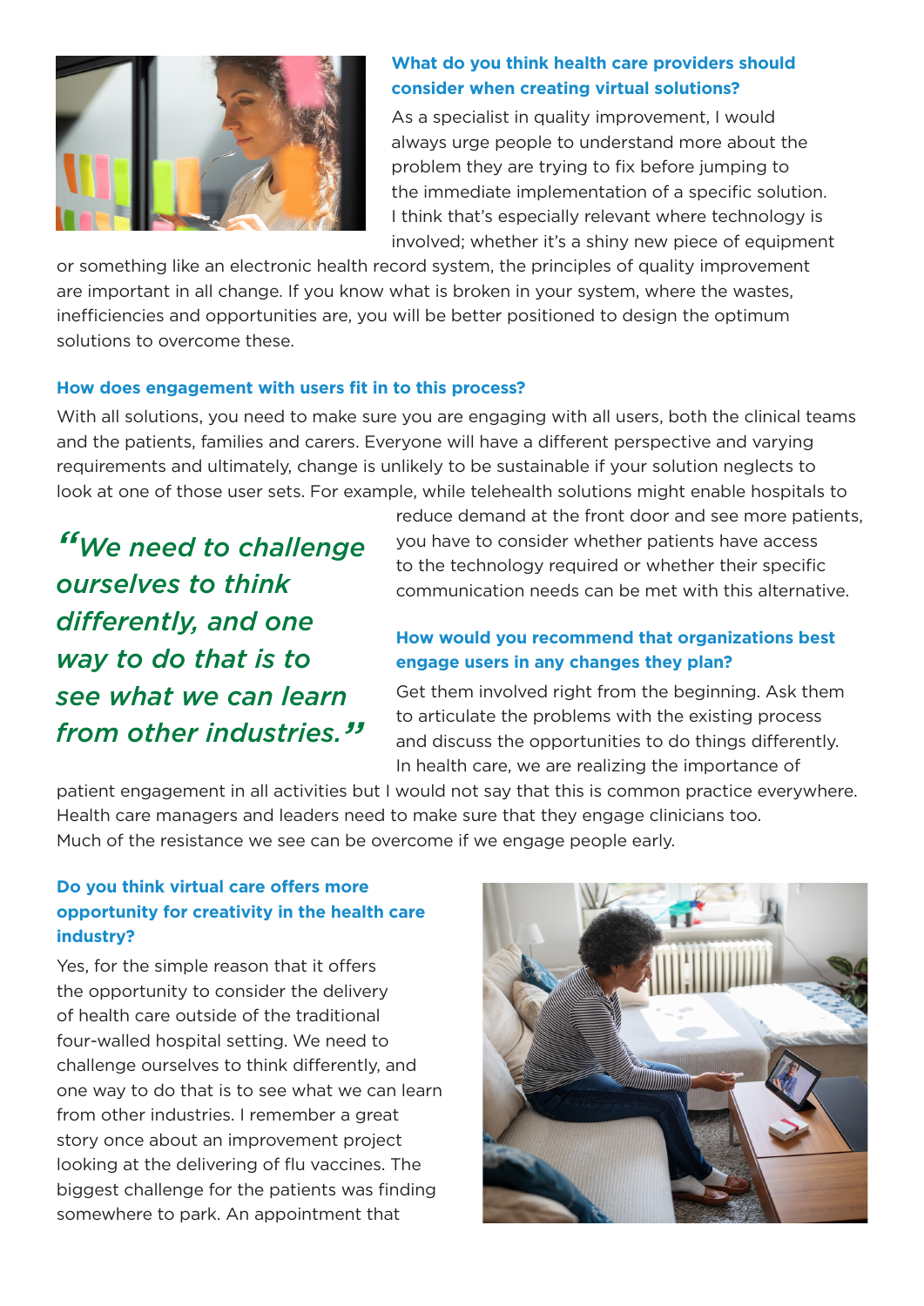### What do you think health care providers should consider when creating virtual solutions?

As a specialist in quality improvement, I would always urge people to understand more about the problem they are trying to fix before jumping to the immediate implementation of a specific solution. I think that's especially relevant where technology is involved; whether it's a shiny new piece of equipment or something like an electronic health record system, the principles of quality improvement are important in all change. If you know what is broken in your system, where the wastes, inefficiencies and opportunities are, you will be better positioned to design the optimum solutions to overcome these.

### How does engagement with users fit in to this process?

With all solutions, you need to make sure you are engaging with all users, both the clinical teams and the patients, families and carers. Everyone will have a different perspective and varying requirements and ultimately, change is unlikely to be sustainable if your solution neglects to look at one of those user sets. For example, while telehealth solutions might enable hospitals to reduce demand at the front door and see more patients, you have to consider whether patients have access to the technology required or whether their specific communication needs can be met with this alternative.

> *"We need to challenge ourselves to think differently, and one way to do that is to see what we can learn from other industries."*

### How would you recommend that organizations best engage users in any changes they plan?

Get them involved right from the beginning. Ask them to articulate the problems with the existing process and discuss the opportunities to do things differently. In health care, we are realizing the importance of patient engagement in all activities but I would not say that this is common practice everywhere. Health care managers and leaders need to make sure that they engage clinicians too. Much of the resistance we see can be overcome if we engage people early.

### Do you think virtual care offers more opportunity for creativity in the health care industry?

Yes, for the simple reason that it offers the opportunity to consider the delivery of health care outside of the traditional four-walled hospital setting. We need to challenge ourselves to think differently, and one way to do that is to see what we can learn from other industries. I remember a great story once about an improvement project looking at the delivering of flu vaccines. The biggest challenge for the patients was finding somewhere to park. An appointment that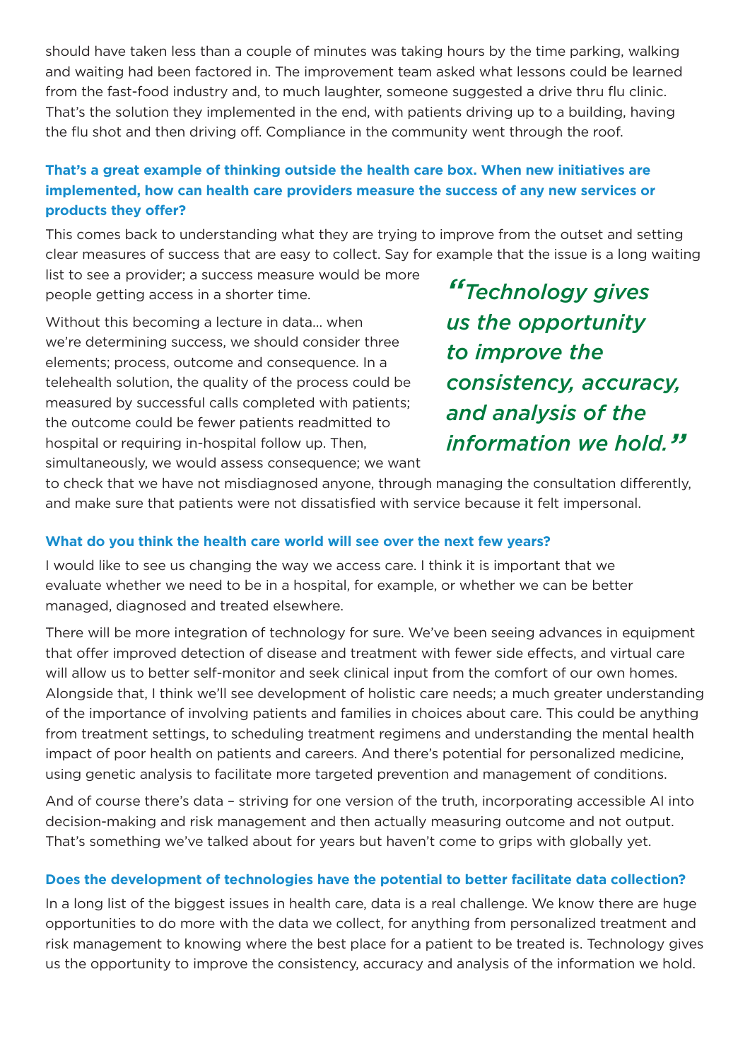should have taken less than a couple of minutes was taking hours by the time parking, walking and waiting had been factored in. The improvement team asked what lessons could be learned from the fast-food industry and, to much laughter, someone suggested a drive thru flu clinic. That's the solution they implemented in the end, with patients driving up to a building, having the flu shot and then driving off. Compliance in the community went through the roof.

**That's a great example of thinking outside the health care box. When new initiatives are implemented, how can health care providers measure the success of any new services or products they offer?**

This comes back to understanding what they are trying to improve from the outset and setting clear measures of success that are easy to collect. Say for example that the issue is a long waiting list to see a provider; a success measure would be more people getting access in a shorter time.

Without this becoming a lecture in data… when we're determining success, we should consider three elements; process, outcome and consequence. In a telehealth solution, the quality of the process could be measured by successful calls completed with patients; the outcome could be fewer patients readmitted to hospital or requiring in-hospital follow up. Then, simultaneously, we would assess consequence; we want to check that we have not misdiagnosed anyone, through managing the consultation differently, and make sure that patients were not dissatisfied with service because it felt impersonal.

> *"Technology gives us the opportunity to improve the consistency, accuracy, and analysis of the information we hold."*

**What do you think the health care world will see over the next few years?**

I would like to see us changing the way we access care. I think it is important that we evaluate whether we need to be in a hospital, for example, or whether we can be better managed, diagnosed and treated elsewhere.

There will be more integration of technology for sure. We've been seeing advances in equipment that offer improved detection of disease and treatment with fewer side effects, and virtual care will allow us to better self-monitor and seek clinical input from the comfort of our own homes. Alongside that, I think we'll see development of holistic care needs; a much greater understanding of the importance of involving patients and families in choices about care. This could be anything from treatment settings, to scheduling treatment regimens and understanding the mental health impact of poor health on patients and careers. And there's potential for personalized medicine, using genetic analysis to facilitate more targeted prevention and management of conditions.

And of course there's data – striving for one version of the truth, incorporating accessible AI into decision-making and risk management and then actually measuring outcome and not output. That's something we've talked about for years but haven't come to grips with globally yet.

**Does the development of technologies have the potential to better facilitate data collection?**

In a long list of the biggest issues in health care, data is a real challenge. We know there are huge opportunities to do more with the data we collect, for anything from personalized treatment and risk management to knowing where the best place for a patient to be treated is. Technology gives us the opportunity to improve the consistency, accuracy and analysis of the information we hold.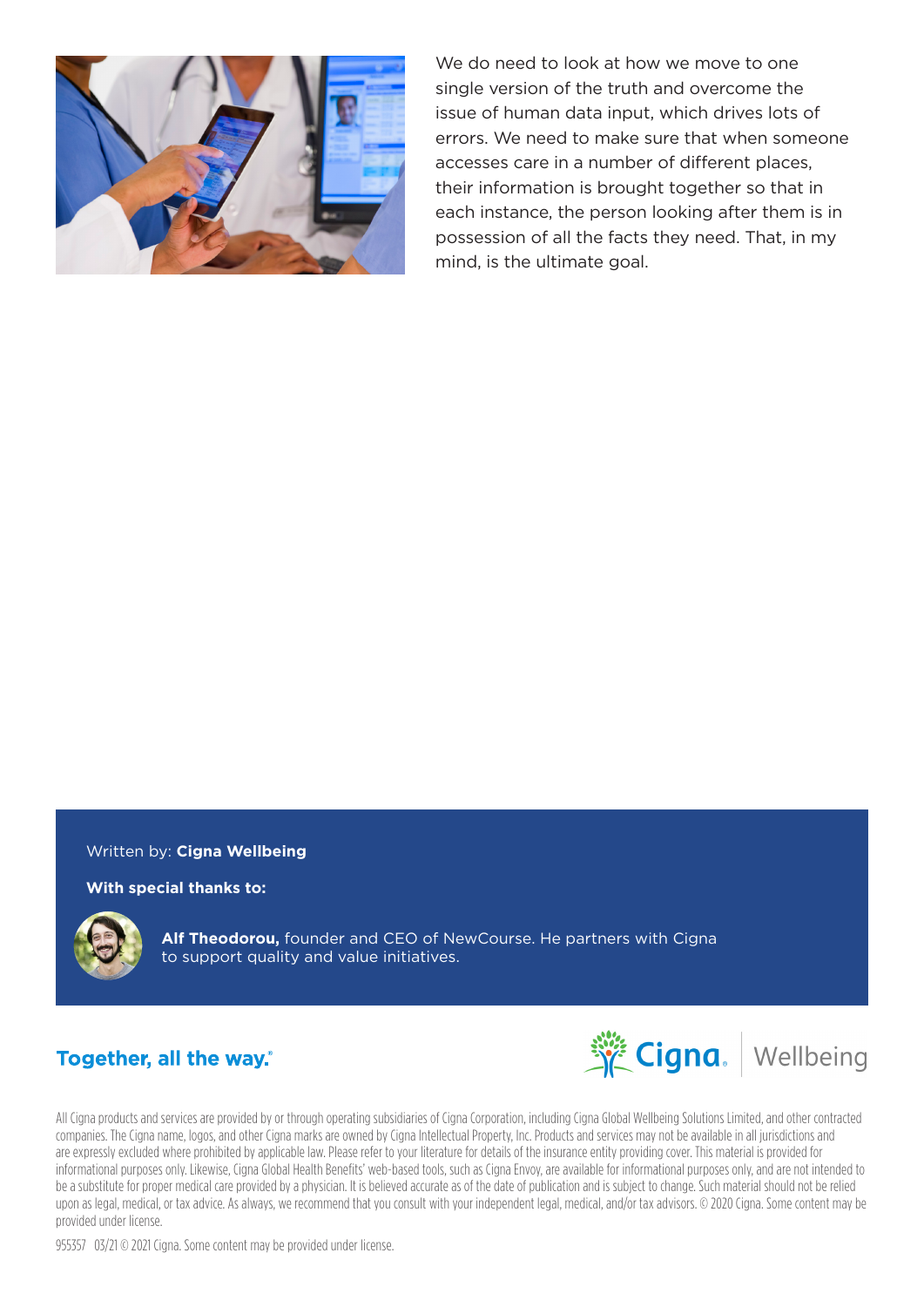We do need to look at how we move to one single version of the truth and overcome the issue of human data input, which drives lots of errors. We need to make sure that when someone accesses care in a number of different places, their information is brought together so that in each instance, the person looking after them is in possession of all the facts they need. That, in my mind, is the ultimate goal.

Written by: **Cigna Wellbeing**

**With special thanks to:**

**Alf Theodorou,** founder and CEO of NewCourse. He partners with Cigna to support quality and value initiatives.

**Together, all the way.**®

Cigna. Wellbeing

All Cigna products and services are provided by or through operating subsidiaries of Cigna Corporation, including Cigna Global Wellbeing Solutions Limited, and other contracted companies. The Cigna name, logos, and other Cigna marks are owned by Cigna Intellectual Property, Inc. Products and services may not be available in all jurisdictions and are expressly excluded where prohibited by applicable law. Please refer to your literature for details of the insurance entity providing cover. This material is provided for informational purposes only. Likewise, Cigna Global Health Benefits' web-based tools, such as Cigna Envoy, are available for informational purposes only, and are not intended to be a substitute for proper medical care provided by a physician. It is believed accurate as of the date of publication and is subject to change. Such material should not be relied upon as legal, medical, or tax advice. As always, we recommend that you consult with your independent legal, medical, and/or tax advisors. © 2020 Cigna. Some content may be provided under license.

955357 03/21 © 2021 Cigna. Some content may be provided under license.